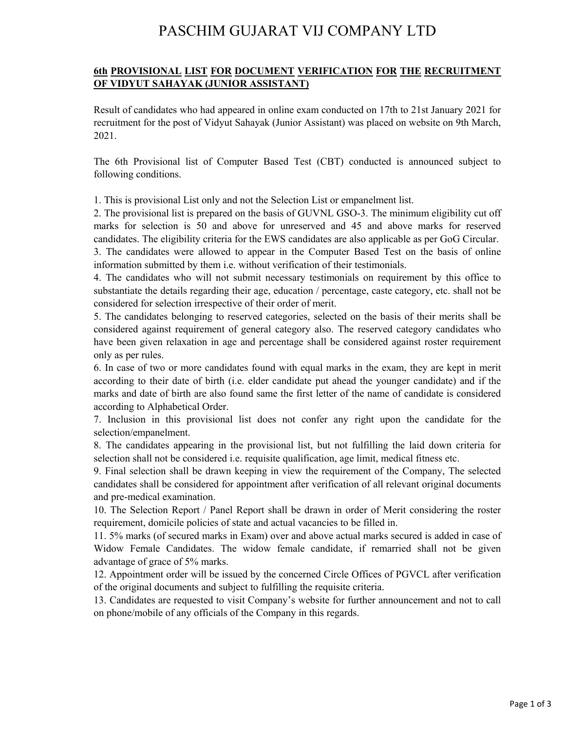# PASCHIM GUJARAT VIJ COMPANY LTD

**6th PROVISIONAL LIST FOR DOCUMENT VERIFICATION FOR THE RECRUITMENT OF VIDYUT SAHAYAK (JUNIOR ASSISTANT)**

Result of candidates who had appeared in online exam conducted on 17th to 21st January 2021 for recruitment for the post of Vidyut Sahayak (Junior Assistant) was placed on website on 9th March, 2021.

The 6th Provisional list of Computer Based Test (CBT) conducted is announced subject to following conditions.

1. This is provisional List only and not the Selection List or empanelment list.
2. The provisional list is prepared on the basis of GUVNL GSO-3. The minimum eligibility cut off marks for selection is 50 and above for unreserved and 45 and above marks for reserved candidates. The eligibility criteria for the EWS candidates are also applicable as per GoG Circular.
3. The candidates were allowed to appear in the Computer Based Test on the basis of online information submitted by them i.e. without verification of their testimonials.
4. The candidates who will not submit necessary testimonials on requirement by this office to substantiate the details regarding their age, education / percentage, caste category, etc. shall not be considered for selection irrespective of their order of merit.
5. The candidates belonging to reserved categories, selected on the basis of their merits shall be considered against requirement of general category also. The reserved category candidates who have been given relaxation in age and percentage shall be considered against roster requirement only as per rules.
6. In case of two or more candidates found with equal marks in the exam, they are kept in merit according to their date of birth (i.e. elder candidate put ahead the younger candidate) and if the marks and date of birth are also found same the first letter of the name of candidate is considered according to Alphabetical Order.
7. Inclusion in this provisional list does not confer any right upon the candidate for the selection/empanelment.
8. The candidates appearing in the provisional list, but not fulfilling the laid down criteria for selection shall not be considered i.e. requisite qualification, age limit, medical fitness etc.
9. Final selection shall be drawn keeping in view the requirement of the Company, The selected candidates shall be considered for appointment after verification of all relevant original documents and pre-medical examination.
10. The Selection Report / Panel Report shall be drawn in order of Merit considering the roster requirement, domicile policies of state and actual vacancies to be filled in.
11. 5% marks (of secured marks in Exam) over and above actual marks secured is added in case of Widow Female Candidates. The widow female candidate, if remarried shall not be given advantage of grace of 5% marks.
12. Appointment order will be issued by the concerned Circle Offices of PGVCL after verification of the original documents and subject to fulfilling the requisite criteria.
13. Candidates are requested to visit Company's website for further announcement and not to call on phone/mobile of any officials of the Company in this regards.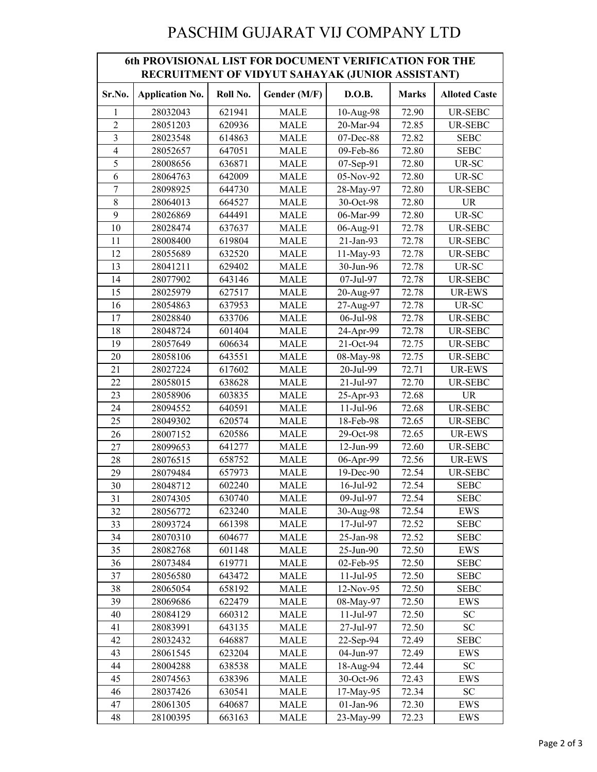# PASCHIM GUJARAT VIJ COMPANY LTD

| 6th PROVISIONAL LIST FOR DOCUMENT VERIFICATION FOR THE RECRUITMENT OF VIDYUT SAHAYAK (JUNIOR ASSISTANT) | | | | | | |
|---|---|---|---|---|---|---|
| **Sr.No.** | **Application No.** | **Roll No.** | **Gender (M/F)** | **D.O.B.** | **Marks** | **Alloted Caste** |
| 1 | 28032043 | 621941 | MALE | 10-Aug-98 | 72.90 | UR-SEBC |
| 2 | 28051203 | 620936 | MALE | 20-Mar-94 | 72.85 | UR-SEBC |
| 3 | 28023548 | 614863 | MALE | 07-Dec-88 | 72.82 | SEBC |
| 4 | 28052657 | 647051 | MALE | 09-Feb-86 | 72.80 | SEBC |
| 5 | 28008656 | 636871 | MALE | 07-Sep-91 | 72.80 | UR-SC |
| 6 | 28064763 | 642009 | MALE | 05-Nov-92 | 72.80 | UR-SC |
| 7 | 28098925 | 644730 | MALE | 28-May-97 | 72.80 | UR-SEBC |
| 8 | 28064013 | 664527 | MALE | 30-Oct-98 | 72.80 | UR |
| 9 | 28026869 | 644491 | MALE | 06-Mar-99 | 72.80 | UR-SC |
| 10 | 28028474 | 637637 | MALE | 06-Aug-91 | 72.78 | UR-SEBC |
| 11 | 28008400 | 619804 | MALE | 21-Jan-93 | 72.78 | UR-SEBC |
| 12 | 28055689 | 632520 | MALE | 11-May-93 | 72.78 | UR-SEBC |
| 13 | 28041211 | 629402 | MALE | 30-Jun-96 | 72.78 | UR-SC |
| 14 | 28077902 | 643146 | MALE | 07-Jul-97 | 72.78 | UR-SEBC |
| 15 | 28025979 | 627517 | MALE | 20-Aug-97 | 72.78 | UR-EWS |
| 16 | 28054863 | 637953 | MALE | 27-Aug-97 | 72.78 | UR-SC |
| 17 | 28028840 | 633706 | MALE | 06-Jul-98 | 72.78 | UR-SEBC |
| 18 | 28048724 | 601404 | MALE | 24-Apr-99 | 72.78 | UR-SEBC |
| 19 | 28057649 | 606634 | MALE | 21-Oct-94 | 72.75 | UR-SEBC |
| 20 | 28058106 | 643551 | MALE | 08-May-98 | 72.75 | UR-SEBC |
| 21 | 28027224 | 617602 | MALE | 20-Jul-99 | 72.71 | UR-EWS |
| 22 | 28058015 | 638628 | MALE | 21-Jul-97 | 72.70 | UR-SEBC |
| 23 | 28058906 | 603835 | MALE | 25-Apr-93 | 72.68 | UR |
| 24 | 28094552 | 640591 | MALE | 11-Jul-96 | 72.68 | UR-SEBC |
| 25 | 28049302 | 620574 | MALE | 18-Feb-98 | 72.65 | UR-SEBC |
| 26 | 28007152 | 620586 | MALE | 29-Oct-98 | 72.65 | UR-EWS |
| 27 | 28099653 | 641277 | MALE | 12-Jun-99 | 72.60 | UR-SEBC |
| 28 | 28076515 | 658752 | MALE | 06-Apr-99 | 72.56 | UR-EWS |
| 29 | 28079484 | 657973 | MALE | 19-Dec-90 | 72.54 | UR-SEBC |
| 30 | 28048712 | 602240 | MALE | 16-Jul-92 | 72.54 | SEBC |
| 31 | 28074305 | 630740 | MALE | 09-Jul-97 | 72.54 | SEBC |
| 32 | 28056772 | 623240 | MALE | 30-Aug-98 | 72.54 | EWS |
| 33 | 28093724 | 661398 | MALE | 17-Jul-97 | 72.52 | SEBC |
| 34 | 28070310 | 604677 | MALE | 25-Jan-98 | 72.52 | SEBC |
| 35 | 28082768 | 601148 | MALE | 25-Jun-90 | 72.50 | EWS |
| 36 | 28073484 | 619771 | MALE | 02-Feb-95 | 72.50 | SEBC |
| 37 | 28056580 | 643472 | MALE | 11-Jul-95 | 72.50 | SEBC |
| 38 | 28065054 | 658192 | MALE | 12-Nov-95 | 72.50 | SEBC |
| 39 | 28069686 | 622479 | MALE | 08-May-97 | 72.50 | EWS |
| 40 | 28084129 | 660312 | MALE | 11-Jul-97 | 72.50 | SC |
| 41 | 28083991 | 643135 | MALE | 27-Jul-97 | 72.50 | SC |
| 42 | 28032432 | 646887 | MALE | 22-Sep-94 | 72.49 | SEBC |
| 43 | 28061545 | 623204 | MALE | 04-Jun-97 | 72.49 | EWS |
| 44 | 28004288 | 638538 | MALE | 18-Aug-94 | 72.44 | SC |
| 45 | 28074563 | 638396 | MALE | 30-Oct-96 | 72.43 | EWS |
| 46 | 28037426 | 630541 | MALE | 17-May-95 | 72.34 | SC |
| 47 | 28061305 | 640687 | MALE | 01-Jan-96 | 72.30 | EWS |
| 48 | 28100395 | 663163 | MALE | 23-May-99 | 72.23 | EWS |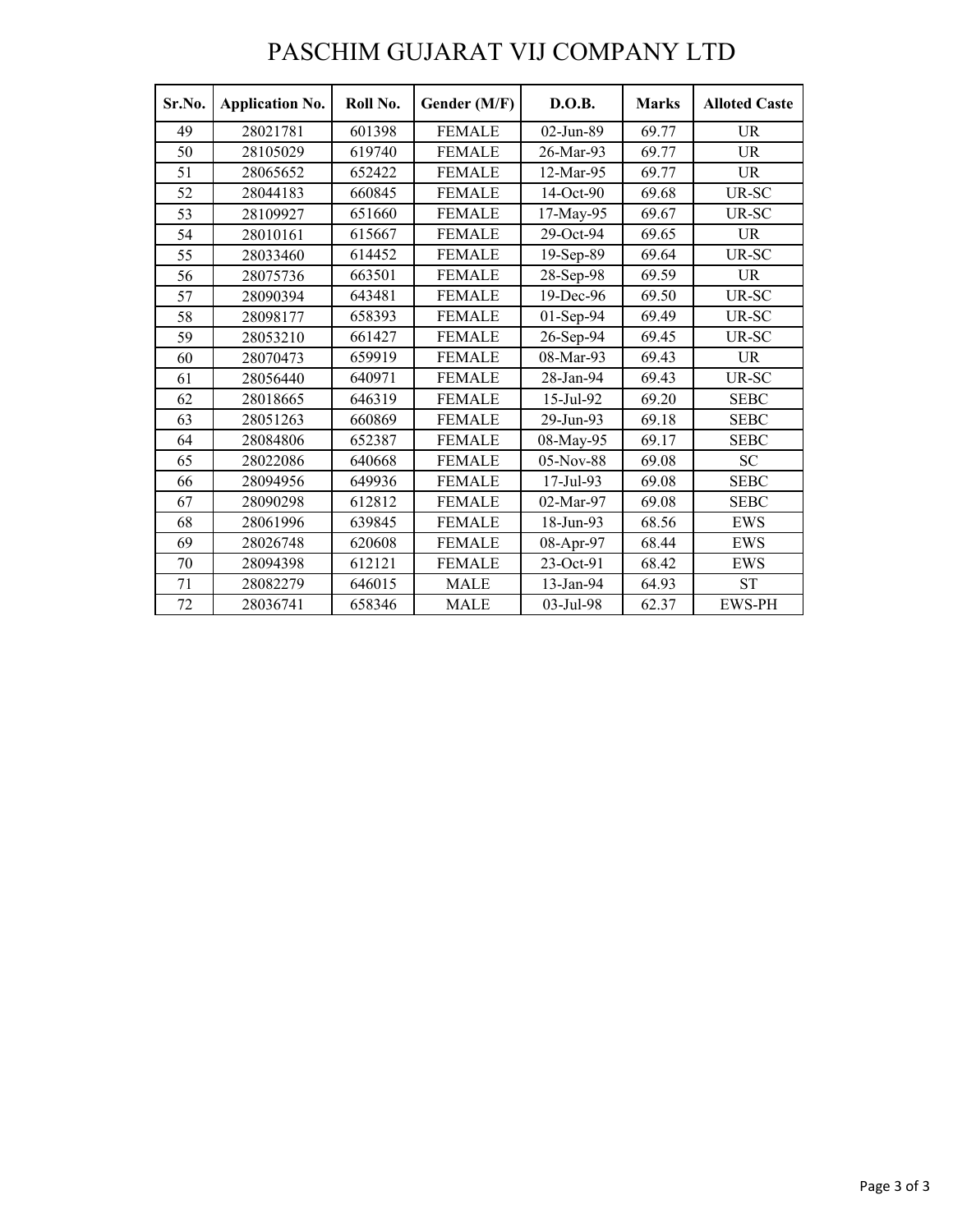# PASCHIM GUJARAT VIJ COMPANY LTD

| Sr.No. | Application No. | Roll No. | Gender (M/F) | D.O.B. | Marks | Alloted Caste |
|---|---|---|---|---|---|---|
| 49 | 28021781 | 601398 | FEMALE | 02-Jun-89 | 69.77 | UR |
| 50 | 28105029 | 619740 | FEMALE | 26-Mar-93 | 69.77 | UR |
| 51 | 28065652 | 652422 | FEMALE | 12-Mar-95 | 69.77 | UR |
| 52 | 28044183 | 660845 | FEMALE | 14-Oct-90 | 69.68 | UR-SC |
| 53 | 28109927 | 651660 | FEMALE | 17-May-95 | 69.67 | UR-SC |
| 54 | 28010161 | 615667 | FEMALE | 29-Oct-94 | 69.65 | UR |
| 55 | 28033460 | 614452 | FEMALE | 19-Sep-89 | 69.64 | UR-SC |
| 56 | 28075736 | 663501 | FEMALE | 28-Sep-98 | 69.59 | UR |
| 57 | 28090394 | 643481 | FEMALE | 19-Dec-96 | 69.50 | UR-SC |
| 58 | 28098177 | 658393 | FEMALE | 01-Sep-94 | 69.49 | UR-SC |
| 59 | 28053210 | 661427 | FEMALE | 26-Sep-94 | 69.45 | UR-SC |
| 60 | 28070473 | 659919 | FEMALE | 08-Mar-93 | 69.43 | UR |
| 61 | 28056440 | 640971 | FEMALE | 28-Jan-94 | 69.43 | UR-SC |
| 62 | 28018665 | 646319 | FEMALE | 15-Jul-92 | 69.20 | SEBC |
| 63 | 28051263 | 660869 | FEMALE | 29-Jun-93 | 69.18 | SEBC |
| 64 | 28084806 | 652387 | FEMALE | 08-May-95 | 69.17 | SEBC |
| 65 | 28022086 | 640668 | FEMALE | 05-Nov-88 | 69.08 | SC |
| 66 | 28094956 | 649936 | FEMALE | 17-Jul-93 | 69.08 | SEBC |
| 67 | 28090298 | 612812 | FEMALE | 02-Mar-97 | 69.08 | SEBC |
| 68 | 28061996 | 639845 | FEMALE | 18-Jun-93 | 68.56 | EWS |
| 69 | 28026748 | 620608 | FEMALE | 08-Apr-97 | 68.44 | EWS |
| 70 | 28094398 | 612121 | FEMALE | 23-Oct-91 | 68.42 | EWS |
| 71 | 28082279 | 646015 | MALE | 13-Jan-94 | 64.93 | ST |
| 72 | 28036741 | 658346 | MALE | 03-Jul-98 | 62.37 | EWS-PH |